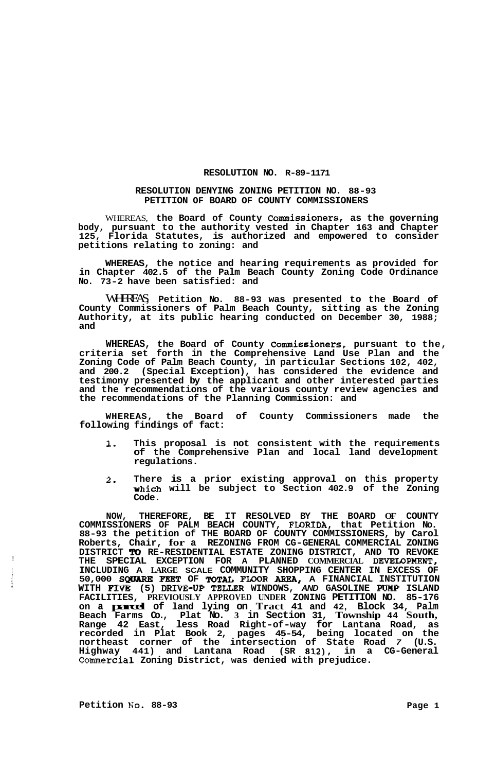**RESOLUTION NO. R-89-1171**

**RESOLUTION DENYING ZONING PETITION NO. 88-93**
**PETITION OF BOARD OF COUNTY COMMISSIONERS**

WHEREAS, **the Board of County Commissioners, as the governing body, pursuant to the authority vested in Chapter 163 and Chapter 125, Florida Statutes, is authorized and empowered to consider petitions relating to zoning: and**

**WHEREAS, the notice and hearing requirements as provided for in Chapter 402.5 of the Palm Beach County Zoning Code Ordinance No. 73-2 have been satisfied: and**

**WHEREAS, Petition No. 88-93 was presented to the Board of County Commissioners of Palm Beach County, sitting as the Zoning Authority, at its public hearing conducted on December 30, 1988; and**

**WHEREAS, the Board of County Commissioners, pursuant to the, criteria set forth in the Comprehensive Land Use Plan and the Zoning Code of Palm Beach County, in particular Sections 102, 402, and 200.2 (Special Exception), has considered the evidence and testimony presented by the applicant and other interested parties and the recommendations of the various county review agencies and the recommendations of the Planning Commission: and**

**WHEREAS, the Board of County Commissioners made the following findings of fact:**

1. **This proposal is not consistent with the requirements of the Comprehensive Plan and local land development regulations.**
2. **There is a prior existing approval on this property which will be subject to Section 402.9 of the Zoning Code.**

**NOW, THEREFORE, BE IT RESOLVED BY THE BOARD OF COUNTY COMMISSIONERS OF PALM BEACH COUNTY, FLORIDA, that Petition No. 88-93 the petition of THE BOARD OF COUNTY COMMISSIONERS, by Carol Roberts, Chair, for a REZONING FROM CG-GENERAL COMMERCIAL ZONING DISTRICT TO RE-RESIDENTIAL ESTATE ZONING DISTRICT, AND TO REVOKE THE SPECIAL EXCEPTION FOR A PLANNED COMMERCIAL DEVELOPMENT, INCLUDING A LARGE SCALE COMMUNITY SHOPPING CENTER IN EXCESS OF 50,000 SQUARE FEET OF TOTAL FLOOR AREA, A FINANCIAL INSTITUTION WITH FIVE (5) DRIVE-UP TELLER WINDOWS, AND GASOLINE PUMP ISLAND FACILITIES, PREVIOUSLY APPROVED UNDER ZONING PETITION NO. 85-176 on a parcel of land lying on Tract 41 and 42, Block 34, Palm Beach Farms Co., Plat No. 3 in Section 31, Township 44 South, Range 42 East, less Road Right-of-way for Lantana Road, as recorded in Plat Book 2, pages 45-54, being located on the northeast corner of the intersection of State Road 7 (U.S. Highway 441) and Lantana Road (SR 812), in a CG-General Commercial Zoning District, was denied with prejudice.**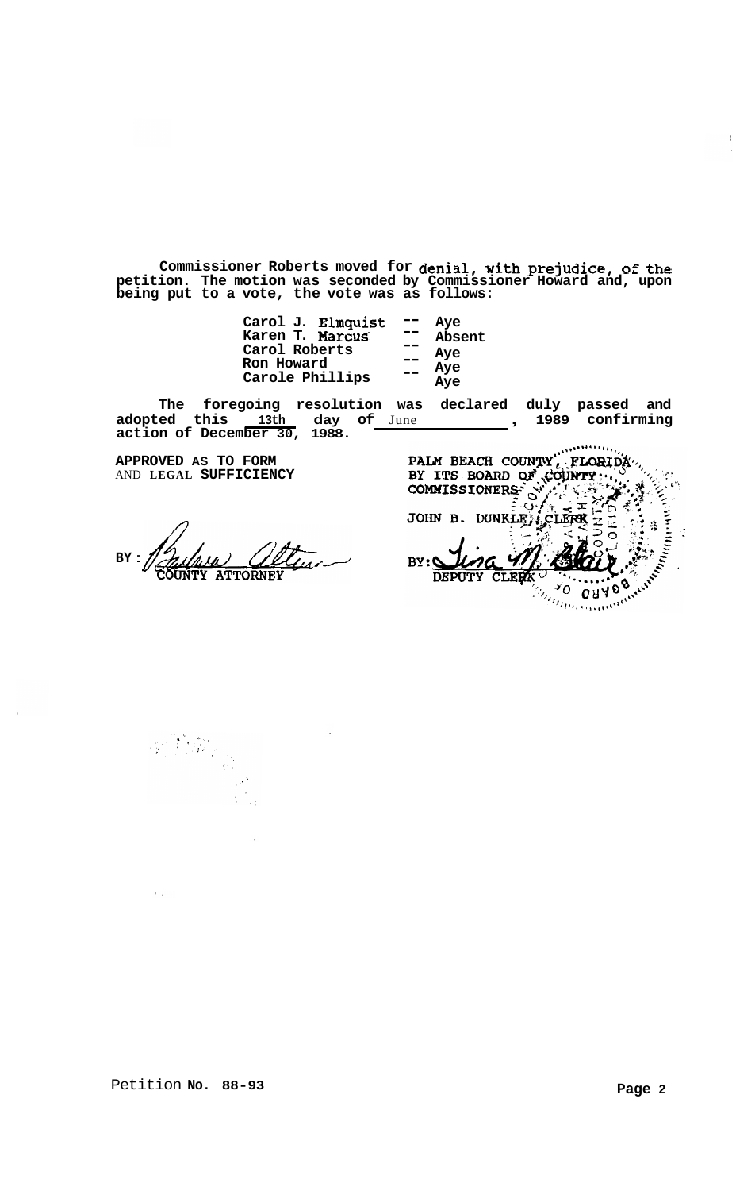Commissioner Roberts moved for denial, with prejudice, of the petition. The motion was seconded by Commissioner Howard and, upon being put to a vote, the vote was as follows:

| | | |
|---|---|---|
| Carol J. Elmquist | -- | Aye |
| Karen T. Marcus | -- | Absent |
| Carol Roberts | -- | Aye |
| Ron Howard | -- | Aye |
| Carole Phillips | -- | Aye |

The foregoing resolution was declared duly passed and adopted this 13th day of June, 1989 confirming action of December 30, 1988.

**APPROVED AS TO FORM AND LEGAL SUFFICIENCY**

BY: COUNTY ATTORNEY

PALM BEACH COUNTY, FLORIDA
BY ITS BOARD OF COUNTY COMMISSIONERS

JOHN B. DUNKLE, CLERK

BY: DEPUTY CLERK

Petition No. 88-93